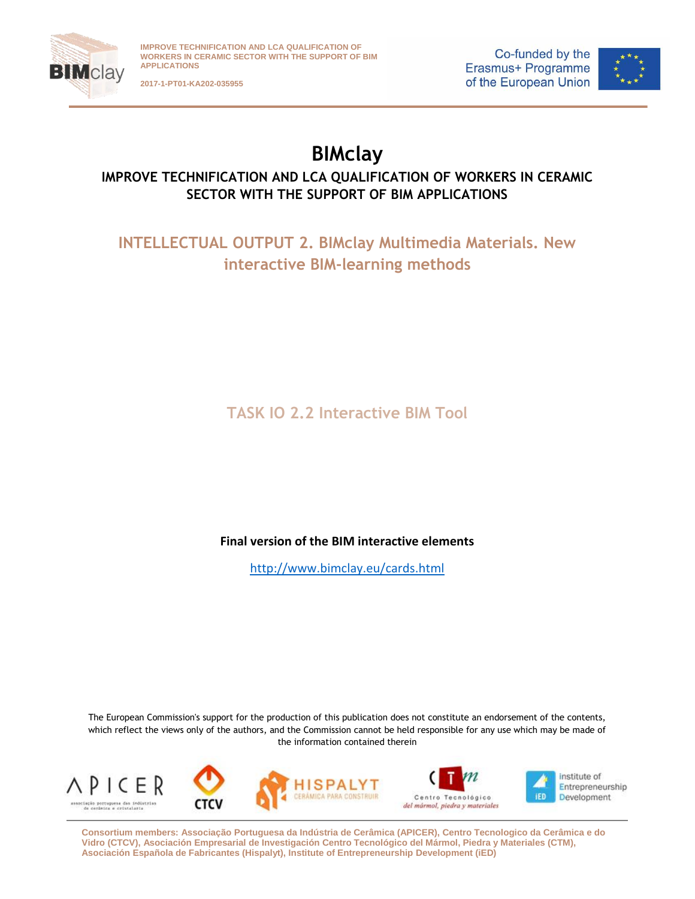# BIMclay

## IMPROVE TECHNIFICATION AND LCA QUALIFICATION OF WORKERS IN CERAMIC SECTOR WITH THE SUPPORT OF BIM APPLICATIONS

## INTELLECTUAL OUTPUT 2. BIMclay Multimedia Materials. New interactive BIM-learning methods

## TASK IO 2.2 Interactive BIM Tool

**Final version of the BIM interactive elements**

http://www.bimclay.eu/cards.html

The European Commission's support for the production of this publication does not constitute an endorsement of the contents, which reflect the views only of the authors, and the Commission cannot be held responsible for any use which may be made of the information contained therein

Consortium members: Associação Portuguesa da Indústria de Cerâmica (APICER), Centro Tecnologico da Cerâmica e do Vidro (CTCV), Asociación Empresarial de Investigación Centro Tecnológico del Mármol, Piedra y Materiales (CTM), Asociación Española de Fabricantes (Hispalyt), Institute of Entrepreneurship Development (iED)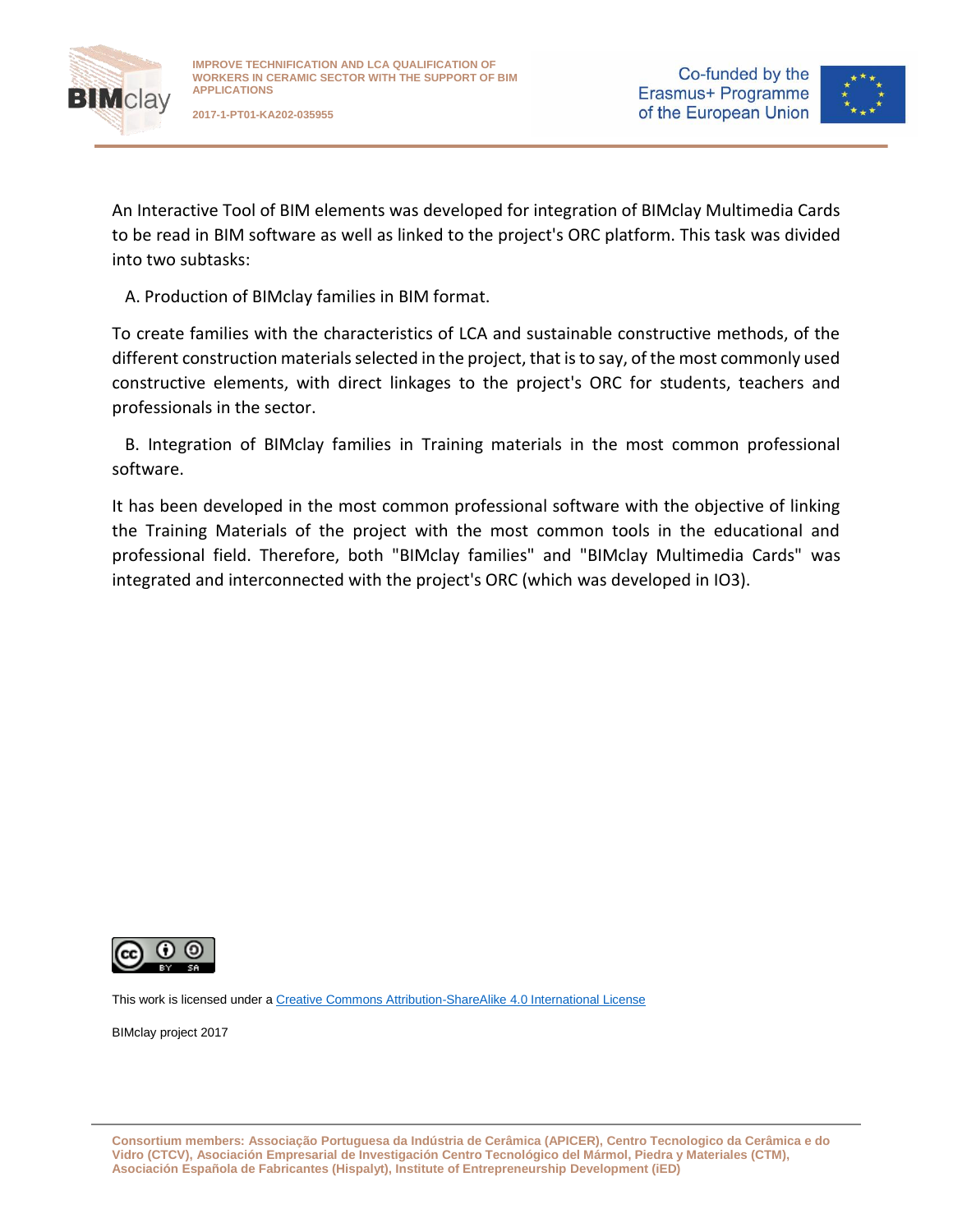An Interactive Tool of BIM elements was developed for integration of BIMclay Multimedia Cards to be read in BIM software as well as linked to the project's ORC platform. This task was divided into two subtasks:

A. Production of BIMclay families in BIM format.

To create families with the characteristics of LCA and sustainable constructive methods, of the different construction materials selected in the project, that is to say, of the most commonly used constructive elements, with direct linkages to the project's ORC for students, teachers and professionals in the sector.

B. Integration of BIMclay families in Training materials in the most common professional software.

It has been developed in the most common professional software with the objective of linking the Training Materials of the project with the most common tools in the educational and professional field. Therefore, both "BIMclay families" and "BIMclay Multimedia Cards" was integrated and interconnected with the project's ORC (which was developed in IO3).

This work is licensed under a [Creative Commons Attribution-ShareAlike 4.0 International License]

BIMclay project 2017